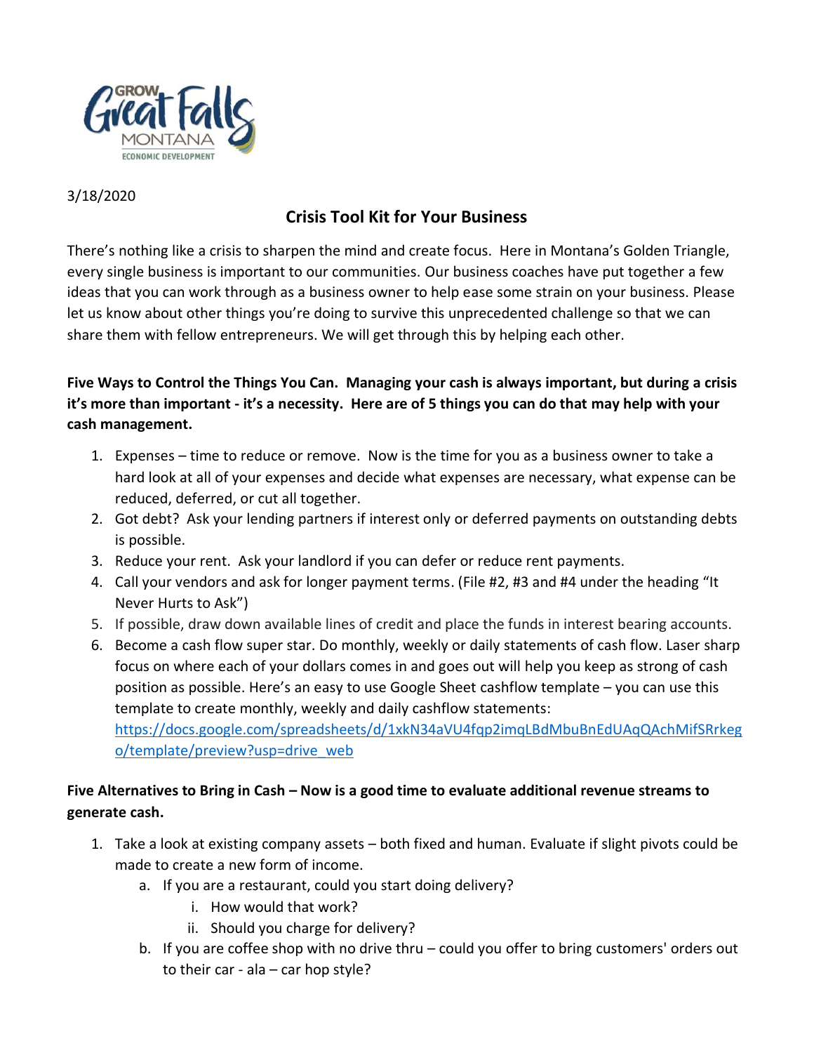3/18/2020

# Crisis Tool Kit for Your Business

There's nothing like a crisis to sharpen the mind and create focus. Here in Montana's Golden Triangle, every single business is important to our communities. Our business coaches have put together a few ideas that you can work through as a business owner to help ease some strain on your business. Please let us know about other things you're doing to survive this unprecedented challenge so that we can share them with fellow entrepreneurs. We will get through this by helping each other.

**Five Ways to Control the Things You Can. Managing your cash is always important, but during a crisis it's more than important - it's a necessity. Here are of 5 things you can do that may help with your cash management.**

1. Expenses – time to reduce or remove. Now is the time for you as a business owner to take a hard look at all of your expenses and decide what expenses are necessary, what expense can be reduced, deferred, or cut all together.
2. Got debt? Ask your lending partners if interest only or deferred payments on outstanding debts is possible.
3. Reduce your rent. Ask your landlord if you can defer or reduce rent payments.
4. Call your vendors and ask for longer payment terms. (File #2, #3 and #4 under the heading "It Never Hurts to Ask")
5. If possible, draw down available lines of credit and place the funds in interest bearing accounts.
6. Become a cash flow super star. Do monthly, weekly or daily statements of cash flow. Laser sharp focus on where each of your dollars comes in and goes out will help you keep as strong of cash position as possible. Here's an easy to use Google Sheet cashflow template – you can use this template to create monthly, weekly and daily cashflow statements: https://docs.google.com/spreadsheets/d/1xkN34aVU4fqp2imqLBdMbuBnEdUAqQAchMifSRrkego/template/preview?usp=drive_web

**Five Alternatives to Bring in Cash – Now is a good time to evaluate additional revenue streams to generate cash.**

1. Take a look at existing company assets – both fixed and human. Evaluate if slight pivots could be made to create a new form of income.
   a. If you are a restaurant, could you start doing delivery?
      i. How would that work?
      ii. Should you charge for delivery?
   b. If you are coffee shop with no drive thru – could you offer to bring customers' orders out to their car - ala – car hop style?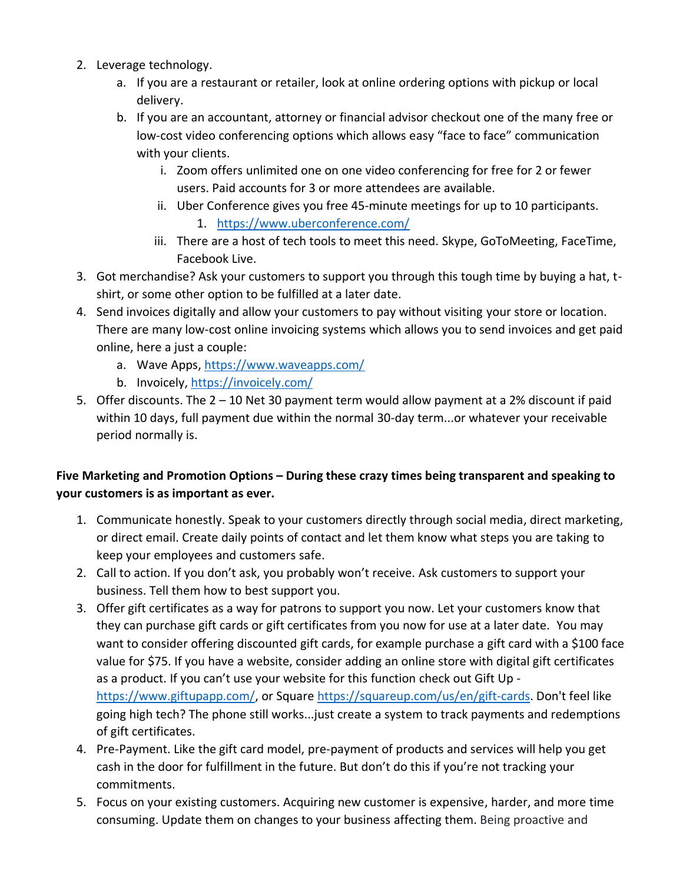2. Leverage technology.
   a. If you are a restaurant or retailer, look at online ordering options with pickup or local delivery.
   b. If you are an accountant, attorney or financial advisor checkout one of the many free or low-cost video conferencing options which allows easy "face to face" communication with your clients.
      i. Zoom offers unlimited one on one video conferencing for free for 2 or fewer users. Paid accounts for 3 or more attendees are available.
      ii. Uber Conference gives you free 45-minute meetings for up to 10 participants.
         1. https://www.uberconference.com/
      iii. There are a host of tech tools to meet this need. Skype, GoToMeeting, FaceTime, Facebook Live.
3. Got merchandise? Ask your customers to support you through this tough time by buying a hat, t-shirt, or some other option to be fulfilled at a later date.
4. Send invoices digitally and allow your customers to pay without visiting your store or location. There are many low-cost online invoicing systems which allows you to send invoices and get paid online, here a just a couple:
   a. Wave Apps, https://www.waveapps.com/
   b. Invoicely, https://invoicely.com/
5. Offer discounts. The 2 – 10 Net 30 payment term would allow payment at a 2% discount if paid within 10 days, full payment due within the normal 30-day term...or whatever your receivable period normally is.

**Five Marketing and Promotion Options – During these crazy times being transparent and speaking to your customers is as important as ever.**

1. Communicate honestly. Speak to your customers directly through social media, direct marketing, or direct email. Create daily points of contact and let them know what steps you are taking to keep your employees and customers safe.
2. Call to action. If you don't ask, you probably won't receive. Ask customers to support your business. Tell them how to best support you.
3. Offer gift certificates as a way for patrons to support you now. Let your customers know that they can purchase gift cards or gift certificates from you now for use at a later date. You may want to consider offering discounted gift cards, for example purchase a gift card with a $100 face value for $75. If you have a website, consider adding an online store with digital gift certificates as a product. If you can't use your website for this function check out Gift Up - https://www.giftupapp.com/, or Square https://squareup.com/us/en/gift-cards. Don't feel like going high tech? The phone still works...just create a system to track payments and redemptions of gift certificates.
4. Pre-Payment. Like the gift card model, pre-payment of products and services will help you get cash in the door for fulfillment in the future. But don't do this if you're not tracking your commitments.
5. Focus on your existing customers. Acquiring new customer is expensive, harder, and more time consuming. Update them on changes to your business affecting them. Being proactive and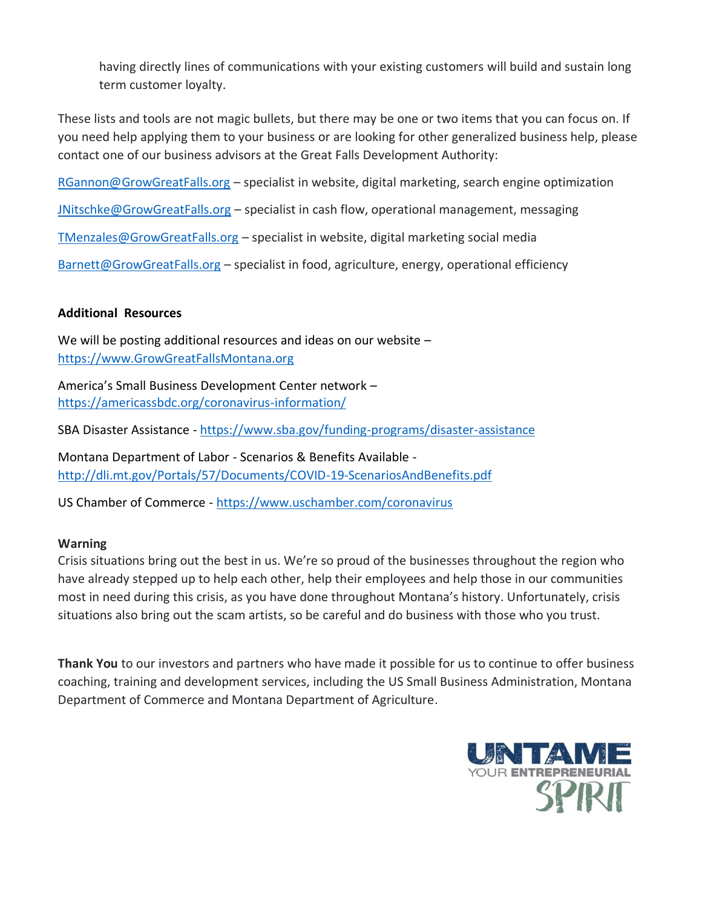having directly lines of communications with your existing customers will build and sustain long term customer loyalty.

These lists and tools are not magic bullets, but there may be one or two items that you can focus on. If you need help applying them to your business or are looking for other generalized business help, please contact one of our business advisors at the Great Falls Development Authority:

RGannon@GrowGreatFalls.org – specialist in website, digital marketing, search engine optimization

JNitschke@GrowGreatFalls.org – specialist in cash flow, operational management, messaging

TMenzales@GrowGreatFalls.org – specialist in website, digital marketing social media

Barnett@GrowGreatFalls.org – specialist in food, agriculture, energy, operational efficiency

**Additional Resources**

We will be posting additional resources and ideas on our website – https://www.GrowGreatFallsMontana.org

America's Small Business Development Center network – https://americassbdc.org/coronavirus-information/

SBA Disaster Assistance - https://www.sba.gov/funding-programs/disaster-assistance

Montana Department of Labor - Scenarios & Benefits Available - http://dli.mt.gov/Portals/57/Documents/COVID-19-ScenariosAndBenefits.pdf

US Chamber of Commerce - https://www.uschamber.com/coronavirus

**Warning**

Crisis situations bring out the best in us. We're so proud of the businesses throughout the region who have already stepped up to help each other, help their employees and help those in our communities most in need during this crisis, as you have done throughout Montana's history. Unfortunately, crisis situations also bring out the scam artists, so be careful and do business with those who you trust.

**Thank You** to our investors and partners who have made it possible for us to continue to offer business coaching, training and development services, including the US Small Business Administration, Montana Department of Commerce and Montana Department of Agriculture.

UNTAME YOUR ENTREPRENEURIAL SPIRIT